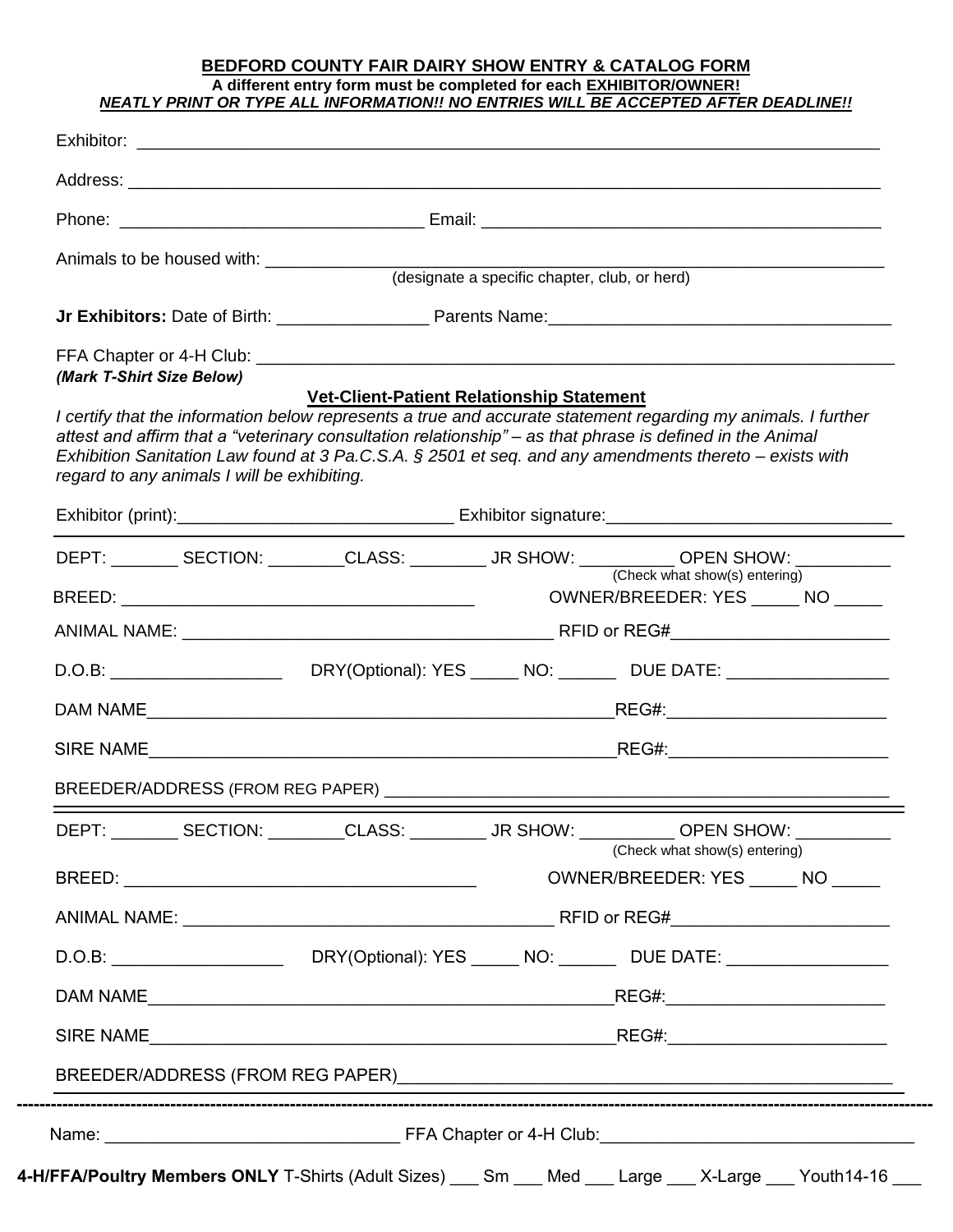# BEDFORD COUNTY FAIR DAIRY SHOW ENTRY & CATALOG FORM

**A different entry form must be completed for each EXHIBITOR/OWNER!**

***NEATLY PRINT OR TYPE ALL INFORMATION!! NO ENTRIES WILL BE ACCEPTED AFTER DEADLINE!!***

Exhibitor: ______________________________________________________________________________

Address: _______________________________________________________________________________

Phone: _______________________________ Email: ________________________________________

Animals to be housed with: ________________________________________________________________
(designate a specific chapter, club, or herd)

**Jr Exhibitors:** Date of Birth: ________________ Parents Name:___________________________________

FFA Chapter or 4-H Club: _________________________________________________________________

***(Mark T-Shirt Size Below)***

**Vet-Client-Patient Relationship Statement**

*I certify that the information below represents a true and accurate statement regarding my animals. I further attest and affirm that a "veterinary consultation relationship" – as that phrase is defined in the Animal Exhibition Sanitation Law found at 3 Pa.C.S.A. § 2501 et seq. and any amendments thereto – exists with regard to any animals I will be exhibiting.*

Exhibitor (print):_____________________________ Exhibitor signature:_____________________________

---

DEPT: _______ SECTION: ________CLASS: ________ JR SHOW: __________ OPEN SHOW: __________
(Check what show(s) entering)

BREED: ______________________________________ OWNER/BREEDER: YES _____ NO _____

ANIMAL NAME: ______________________________________ RFID or REG#_______________________

D.O.B: __________________ DRY(Optional): YES _____ NO: ______ DUE DATE: _________________

DAM NAME__________________________________________________REG#:_______________________

SIRE NAME__________________________________________________REG#:_______________________

BREEDER/ADDRESS (FROM REG PAPER) ______________________________________________________

---

DEPT: _______ SECTION: ________CLASS: ________ JR SHOW: __________ OPEN SHOW: __________
(Check what show(s) entering)

BREED: ______________________________________ OWNER/BREEDER: YES _____ NO _____

ANIMAL NAME: ______________________________________ RFID or REG#_______________________

D.O.B: __________________ DRY(Optional): YES _____ NO: ______ DUE DATE: _________________

DAM NAME__________________________________________________REG#:_______________________

SIRE NAME__________________________________________________REG#:_______________________

BREEDER/ADDRESS (FROM REG PAPER)_______________________________________________________

---

Name: _______________________________ FFA Chapter or 4-H Club:_________________________________

**4-H/FFA/Poultry Members ONLY** T-Shirts (Adult Sizes) ___ Sm ___ Med ___ Large ___ X-Large ___ Youth14-16 ___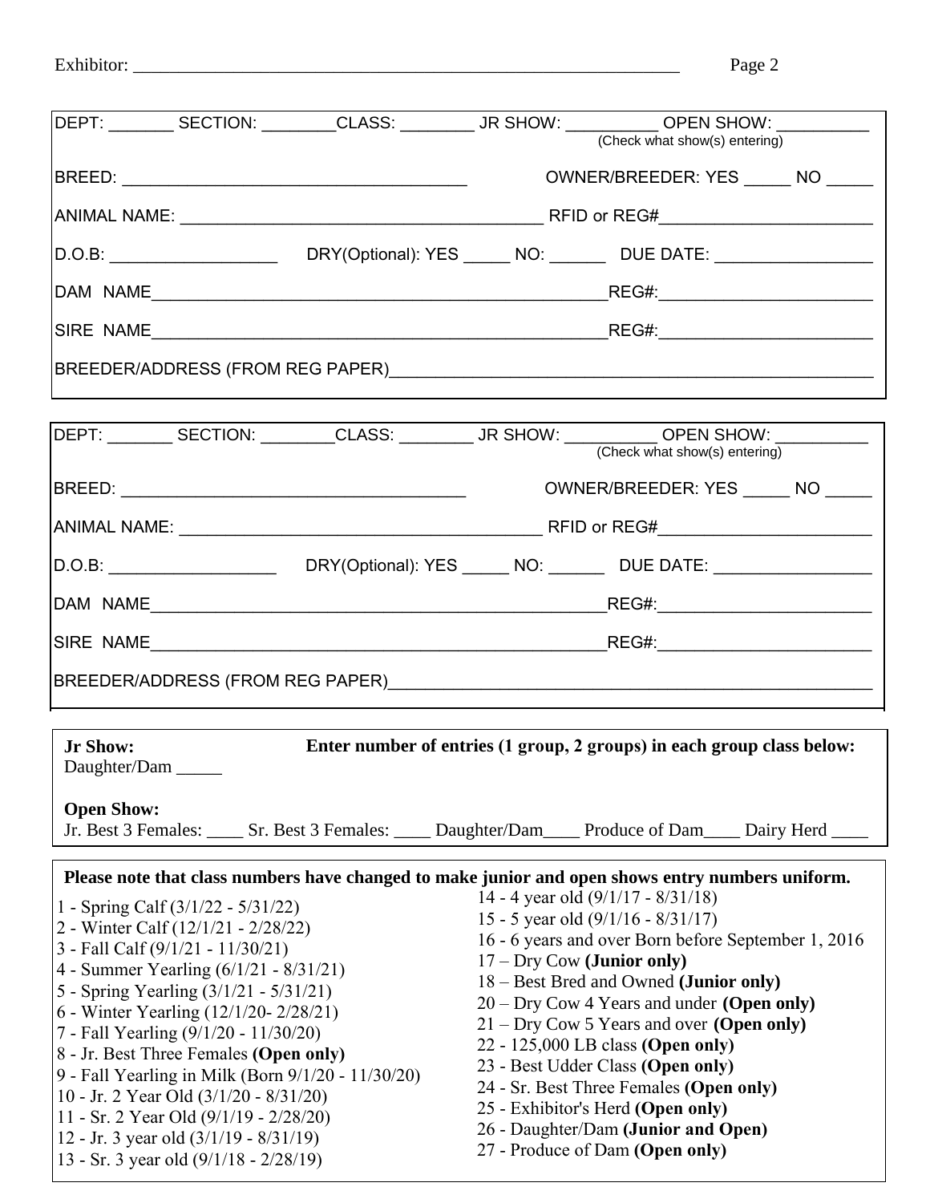Exhibitor: ___________________________________________________________

DEPT: _______ SECTION: ________CLASS: ________ JR SHOW: __________ OPEN SHOW: __________
(Check what show(s) entering)

BREED: _____________________________________ OWNER/BREEDER: YES _____ NO _____

ANIMAL NAME: ______________________________________ RFID or REG#______________________

D.O.B: __________________ DRY(Optional): YES _____ NO: ______ DUE DATE: ________________

DAM NAME_________________________________________________REG#:______________________

SIRE NAME_________________________________________________REG#:______________________

BREEDER/ADDRESS (FROM REG PAPER)__________________________________________________

DEPT: _______ SECTION: ________CLASS: ________ JR SHOW: __________ OPEN SHOW: __________
(Check what show(s) entering)

BREED: _____________________________________ OWNER/BREEDER: YES _____ NO _____

ANIMAL NAME: ______________________________________ RFID or REG#______________________

D.O.B: __________________ DRY(Optional): YES _____ NO: ______ DUE DATE: ________________

DAM NAME_________________________________________________REG#:______________________

SIRE NAME_________________________________________________REG#:______________________

BREEDER/ADDRESS (FROM REG PAPER)__________________________________________________

**Jr Show:** **Enter number of entries (1 group, 2 groups) in each group class below:**

Daughter/Dam _____

**Open Show:**

Jr. Best 3 Females: ____ Sr. Best 3 Females: ____ Daughter/Dam____ Produce of Dam____ Dairy Herd ____

**Please note that class numbers have changed to make junior and open shows entry numbers uniform.**

1 - Spring Calf (3/1/22 - 5/31/22)
2 - Winter Calf (12/1/21 - 2/28/22)
3 - Fall Calf (9/1/21 - 11/30/21)
4 - Summer Yearling (6/1/21 - 8/31/21)
5 - Spring Yearling (3/1/21 - 5/31/21)
6 - Winter Yearling (12/1/20- 2/28/21)
7 - Fall Yearling (9/1/20 - 11/30/20)
8 - Jr. Best Three Females **(Open only)**
9 - Fall Yearling in Milk (Born 9/1/20 - 11/30/20)
10 - Jr. 2 Year Old (3/1/20 - 8/31/20)
11 - Sr. 2 Year Old (9/1/19 - 2/28/20)
12 - Jr. 3 year old (3/1/19 - 8/31/19)
13 - Sr. 3 year old (9/1/18 - 2/28/19)
14 - 4 year old (9/1/17 - 8/31/18)
15 - 5 year old (9/1/16 - 8/31/17)
16 - 6 years and over Born before September 1, 2016
17 – Dry Cow **(Junior only)**
18 – Best Bred and Owned **(Junior only)**
20 – Dry Cow 4 Years and under **(Open only)**
21 – Dry Cow 5 Years and over **(Open only)**
22 - 125,000 LB class **(Open only)**
23 - Best Udder Class **(Open only)**
24 - Sr. Best Three Females **(Open only)**
25 - Exhibitor's Herd **(Open only)**
26 - Daughter/Dam **(Junior and Open)**
27 - Produce of Dam **(Open only)**